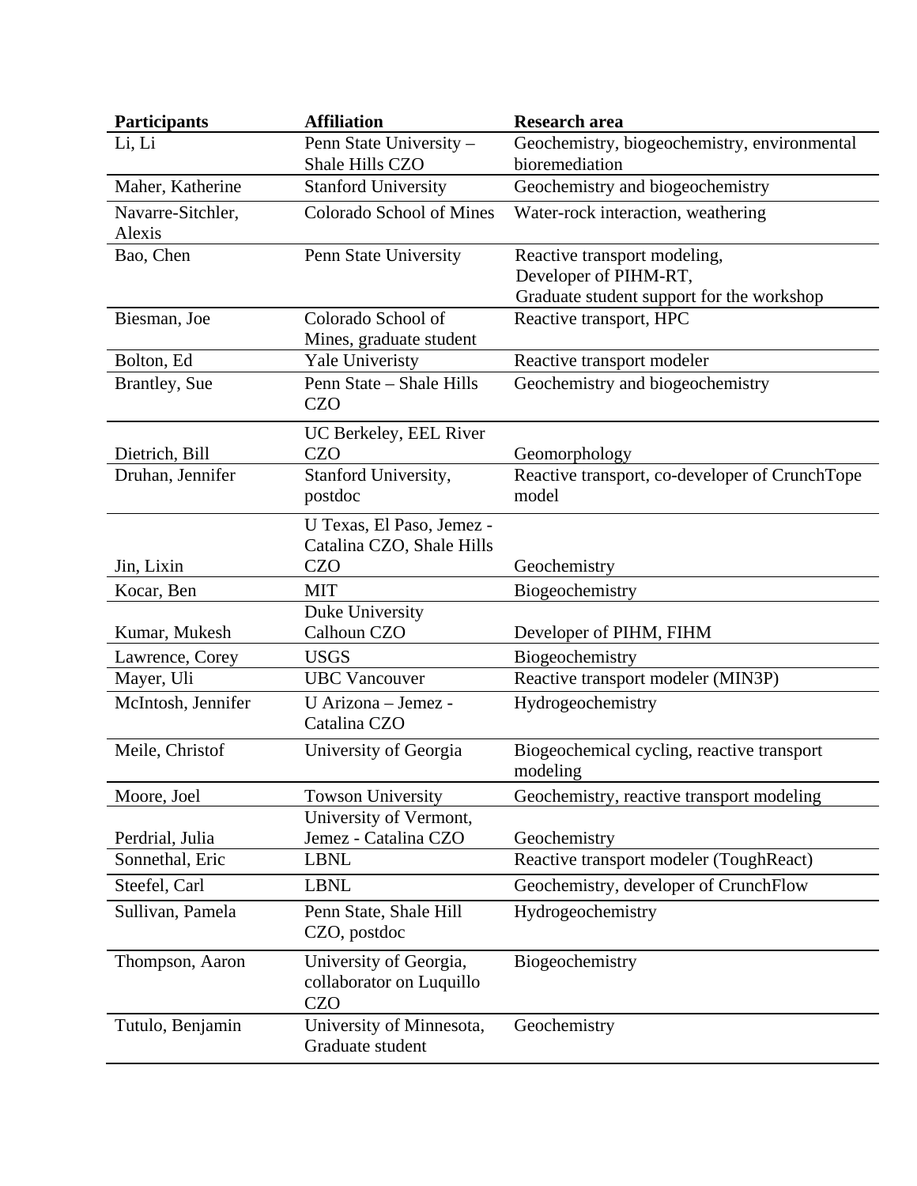| Participants | Affiliation | Research area |
|---|---|---|
| Li, Li | Penn State University – Shale Hills CZO | Geochemistry, biogeochemistry, environmental bioremediation |
| Maher, Katherine | Stanford University | Geochemistry and biogeochemistry |
| Navarre-Sitchler, Alexis | Colorado School of Mines | Water-rock interaction, weathering |
| Bao, Chen | Penn State University | Reactive transport modeling, Developer of PIHM-RT, Graduate student support for the workshop |
| Biesman, Joe | Colorado School of Mines, graduate student | Reactive transport, HPC |
| Bolton, Ed | Yale Univeristy | Reactive transport modeler |
| Brantley, Sue | Penn State – Shale Hills CZO | Geochemistry and biogeochemistry |
| Dietrich, Bill | UC Berkeley, EEL River CZO | Geomorphology |
| Druhan, Jennifer | Stanford University, postdoc | Reactive transport, co-developer of CrunchTope model |
| Jin, Lixin | U Texas, El Paso, Jemez - Catalina CZO, Shale Hills CZO | Geochemistry |
| Kocar, Ben | MIT | Biogeochemistry |
| Kumar, Mukesh | Duke University Calhoun CZO | Developer of PIHM, FIHM |
| Lawrence, Corey | USGS | Biogeochemistry |
| Mayer, Uli | UBC Vancouver | Reactive transport modeler (MIN3P) |
| McIntosh, Jennifer | U Arizona – Jemez - Catalina CZO | Hydrogeochemistry |
| Meile, Christof | University of Georgia | Biogeochemical cycling, reactive transport modeling |
| Moore, Joel | Towson University | Geochemistry, reactive transport modeling |
| Perdrial, Julia | University of Vermont, Jemez - Catalina CZO | Geochemistry |
| Sonnethal, Eric | LBNL | Reactive transport modeler (ToughReact) |
| Steefel, Carl | LBNL | Geochemistry, developer of CrunchFlow |
| Sullivan, Pamela | Penn State, Shale Hill CZO, postdoc | Hydrogeochemistry |
| Thompson, Aaron | University of Georgia, collaborator on Luquillo CZO | Biogeochemistry |
| Tutulo, Benjamin | University of Minnesota, Graduate student | Geochemistry |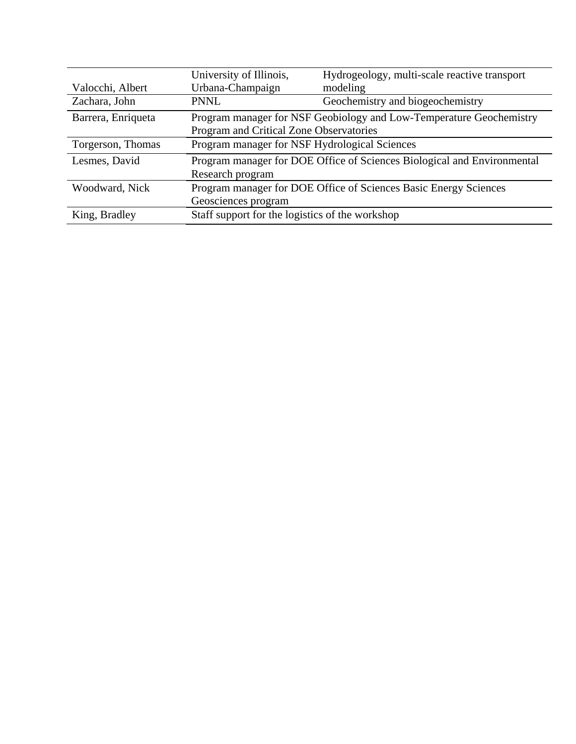| | | |
|---|---|---|
| Valocchi, Albert | University of Illinois, Urbana-Champaign | Hydrogeology, multi-scale reactive transport modeling |
| Zachara, John | PNNL | Geochemistry and biogeochemistry |
| Barrera, Enriqueta | Program manager for NSF Geobiology and Low-Temperature Geochemistry Program and Critical Zone Observatories | |
| Torgerson, Thomas | Program manager for NSF Hydrological Sciences | |
| Lesmes, David | Program manager for DOE Office of Sciences Biological and Environmental Research program | |
| Woodward, Nick | Program manager for DOE Office of Sciences Basic Energy Sciences Geosciences program | |
| King, Bradley | Staff support for the logistics of the workshop | |